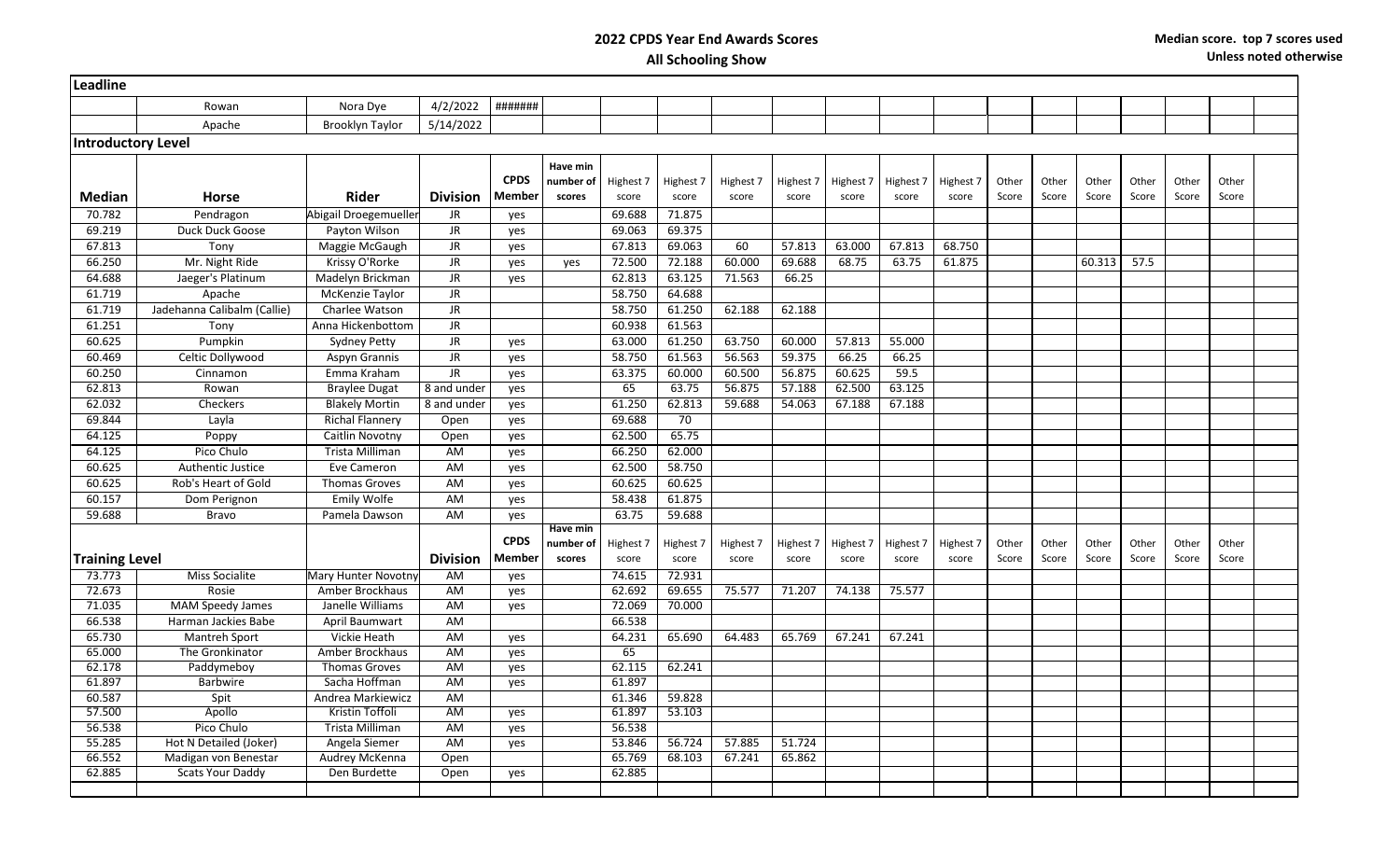# 2022 CPDS Year End Awards Scores

## All Schooling Show

**Median score. top 7 scores used**
**Unless noted otherwise**

| Leadline | | | | | | | | | | | | | | | | | | | |
|---|---|---|---|---|---|---|---|---|---|---|---|---|---|---|---|---|---|---|---|
| | Rowan | Nora Dye | 4/2/2022 | ####### | | | | | | | | | | | | | | | |
| | Apache | Brooklyn Taylor | 5/14/2022 | | | | | | | | | | | | | | | | |
| **Introductory Level** | | | | | | | | | | | | | | | | | | | |
| **Median** | **Horse** | **Rider** | **Division** | **CPDS Member** | **Have min number of scores** | Highest 7 score | Highest 7 score | Highest 7 score | Highest 7 score | Highest 7 score | Highest 7 score | Highest 7 score | Other Score | Other Score | Other Score | Other Score | Other Score | Other Score | |
| 70.782 | Pendragon | Abigail Droegemueller | JR | yes | | 69.688 | 71.875 | | | | | | | | | | | | |
| 69.219 | Duck Duck Goose | Payton Wilson | JR | yes | | 69.063 | 69.375 | | | | | | | | | | | | |
| 67.813 | Tony | Maggie McGaugh | JR | yes | | 67.813 | 69.063 | 60 | 57.813 | 63.000 | 67.813 | 68.750 | | | | | | | |
| 66.250 | Mr. Night Ride | Krissy O'Rorke | JR | yes | yes | 72.500 | 72.188 | 60.000 | 69.688 | 68.75 | 63.75 | 61.875 | | | 60.313 | 57.5 | | | |
| 64.688 | Jaeger's Platinum | Madelyn Brickman | JR | yes | | 62.813 | 63.125 | 71.563 | 66.25 | | | | | | | | | | |
| 61.719 | Apache | McKenzie Taylor | JR | | | 58.750 | 64.688 | | | | | | | | | | | | |
| 61.719 | Jadehanna Calibalm (Callie) | Charlee Watson | JR | | | 58.750 | 61.250 | 62.188 | 62.188 | | | | | | | | | | |
| 61.251 | Tony | Anna Hickenbottom | JR | | | 60.938 | 61.563 | | | | | | | | | | | | |
| 60.625 | Pumpkin | Sydney Petty | JR | yes | | 63.000 | 61.250 | 63.750 | 60.000 | 57.813 | 55.000 | | | | | | | | |
| 60.469 | Celtic Dollywood | Aspyn Grannis | JR | yes | | 58.750 | 61.563 | 56.563 | 59.375 | 66.25 | 66.25 | | | | | | | | |
| 60.250 | Cinnamon | Emma Kraham | JR | yes | | 63.375 | 60.000 | 60.500 | 56.875 | 60.625 | 59.5 | | | | | | | | |
| 62.813 | Rowan | Braylee Dugat | 8 and under | yes | | 65 | 63.75 | 56.875 | 57.188 | 62.500 | 63.125 | | | | | | | | |
| 62.032 | Checkers | Blakely Mortin | 8 and under | yes | | 61.250 | 62.813 | 59.688 | 54.063 | 67.188 | 67.188 | | | | | | | | |
| 69.844 | Layla | Richal Flannery | Open | yes | | 69.688 | 70 | | | | | | | | | | | | |
| 64.125 | Poppy | Caitlin Novotny | Open | yes | | 62.500 | 65.75 | | | | | | | | | | | | |
| 64.125 | Pico Chulo | Trista Milliman | AM | yes | | 66.250 | 62.000 | | | | | | | | | | | | |
| 60.625 | Authentic Justice | Eve Cameron | AM | yes | | 62.500 | 58.750 | | | | | | | | | | | | |
| 60.625 | Rob's Heart of Gold | Thomas Groves | AM | yes | | 60.625 | 60.625 | | | | | | | | | | | | |
| 60.157 | Dom Perignon | Emily Wolfe | AM | yes | | 58.438 | 61.875 | | | | | | | | | | | | |
| 59.688 | Bravo | Pamela Dawson | AM | yes | | 63.75 | 59.688 | | | | | | | | | | | | |
| **Training Level** | | | **Division** | **CPDS Member** | **Have min number of scores** | Highest 7 score | Highest 7 score | Highest 7 score | Highest 7 score | Highest 7 score | Highest 7 score | Highest 7 score | Other Score | Other Score | Other Score | Other Score | Other Score | Other Score | |
| 73.773 | Miss Socialite | Mary Hunter Novotny | AM | yes | | 74.615 | 72.931 | | | | | | | | | | | | |
| 72.673 | Rosie | Amber Brockhaus | AM | yes | | 62.692 | 69.655 | 75.577 | 71.207 | 74.138 | 75.577 | | | | | | | | |
| 71.035 | MAM Speedy James | Janelle Williams | AM | yes | | 72.069 | 70.000 | | | | | | | | | | | | |
| 66.538 | Harman Jackies Babe | April Baumwart | AM | | | 66.538 | | | | | | | | | | | | | |
| 65.730 | Mantreh Sport | Vickie Heath | AM | yes | | 64.231 | 65.690 | 64.483 | 65.769 | 67.241 | 67.241 | | | | | | | | |
| 65.000 | The Gronkinator | Amber Brockhaus | AM | yes | | 65 | | | | | | | | | | | | | |
| 62.178 | Paddymeboy | Thomas Groves | AM | yes | | 62.115 | 62.241 | | | | | | | | | | | | |
| 61.897 | Barbwire | Sacha Hoffman | AM | yes | | 61.897 | | | | | | | | | | | | | |
| 60.587 | Spit | Andrea Markiewicz | AM | | | 61.346 | 59.828 | | | | | | | | | | | | |
| 57.500 | Apollo | Kristin Toffoli | AM | yes | | 61.897 | 53.103 | | | | | | | | | | | | |
| 56.538 | Pico Chulo | Trista Milliman | AM | yes | | 56.538 | | | | | | | | | | | | | |
| 55.285 | Hot N Detailed (Joker) | Angela Siemer | AM | yes | | 53.846 | 56.724 | 57.885 | 51.724 | | | | | | | | | | |
| 66.552 | Madigan von Benestar | Audrey McKenna | Open | | | 65.769 | 68.103 | 67.241 | 65.862 | | | | | | | | | | |
| 62.885 | Scats Your Daddy | Den Burdette | Open | yes | | 62.885 | | | | | | | | | | | | | |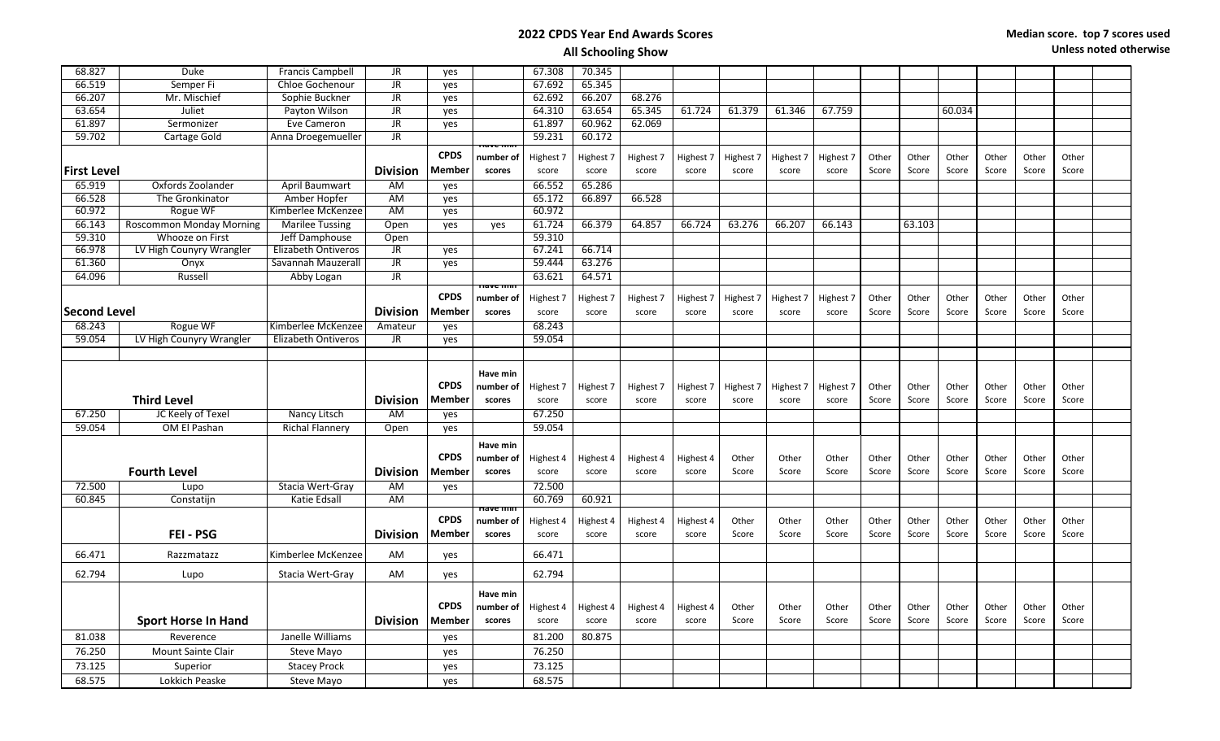# 2022 CPDS Year End Awards Scores

## All Schooling Show

Median score. top 7 scores used
Unless noted otherwise

| | | | | | | | | | | | | | | | | | | | |
|---|---|---|---|---|---|---|---|---|---|---|---|---|---|---|---|---|---|---|---|
| 68.827 | Duke | Francis Campbell | JR | yes | | 67.308 | 70.345 | | | | | | | | | | | | |
| 66.519 | Semper Fi | Chloe Gochenour | JR | yes | | 67.692 | 65.345 | | | | | | | | | | | | |
| 66.207 | Mr. Mischief | Sophie Buckner | JR | yes | | 62.692 | 66.207 | 68.276 | | | | | | | | | | | |
| 63.654 | Juliet | Payton Wilson | JR | yes | | 64.310 | 63.654 | 65.345 | 61.724 | 61.379 | 61.346 | 67.759 | | | 60.034 | | | | |
| 61.897 | Sermonizer | Eve Cameron | JR | yes | | 61.897 | 60.962 | 62.069 | | | | | | | | | | | |
| 59.702 | Cartage Gold | Anna Droegemueller | JR | | | 59.231 | 60.172 | | | | | | | | | | | | |

| First Level | | | Division | CPDS Member | Have min number of scores | Highest 7 score | Highest 7 score | Highest 7 score | Highest 7 score | Highest 7 score | Highest 7 score | Highest 7 score | Other Score | Other Score | Other Score | Other Score | Other Score | Other Score | Other Score |
|---|---|---|---|---|---|---|---|---|---|---|---|---|---|---|---|---|---|---|---|
| 65.919 | Oxfords Zoolander | April Baumwart | AM | yes | | 66.552 | 65.286 | | | | | | | | | | | | |
| 66.528 | The Gronkinator | Amber Hopfer | AM | yes | | 65.172 | 66.897 | 66.528 | | | | | | | | | | | |
| 60.972 | Rogue WF | Kimberlee McKenzee | AM | yes | | 60.972 | | | | | | | | | | | | | |
| 66.143 | Roscommon Monday Morning | Marilee Tussing | Open | yes | yes | 61.724 | 66.379 | 64.857 | 66.724 | 63.276 | 66.207 | 66.143 | | 63.103 | | | | | |
| 59.310 | Whooze on First | Jeff Damphouse | Open | | | 59.310 | | | | | | | | | | | | | |
| 66.978 | LV High Counyry Wrangler | Elizabeth Ontiveros | JR | yes | | 67.241 | 66.714 | | | | | | | | | | | | |
| 61.360 | Onyx | Savannah Mauzerall | JR | yes | | 59.444 | 63.276 | | | | | | | | | | | | |
| 64.096 | Russell | Abby Logan | JR | | | 63.621 | 64.571 | | | | | | | | | | | | |

| Second Level | | | Division | CPDS Member | Have min number of scores | Highest 7 score | Highest 7 score | Highest 7 score | Highest 7 score | Highest 7 score | Highest 7 score | Highest 7 score | Other Score | Other Score | Other Score | Other Score | Other Score | Other Score | Other Score |
|---|---|---|---|---|---|---|---|---|---|---|---|---|---|---|---|---|---|---|---|
| 68.243 | Rogue WF | Kimberlee McKenzee | Amateur | yes | | 68.243 | | | | | | | | | | | | | |
| 59.054 | LV High Counyry Wrangler | Elizabeth Ontiveros | JR | yes | | 59.054 | | | | | | | | | | | | | |

| | Third Level | | Division | CPDS Member | Have min number of scores | Highest 7 score | Highest 7 score | Highest 7 score | Highest 7 score | Highest 7 score | Highest 7 score | Highest 7 score | Other Score | Other Score | Other Score | Other Score | Other Score | Other Score | Other Score |
|---|---|---|---|---|---|---|---|---|---|---|---|---|---|---|---|---|---|---|---|
| 67.250 | JC Keely of Texel | Nancy Litsch | AM | yes | | 67.250 | | | | | | | | | | | | | |
| 59.054 | OM El Pashan | Richal Flannery | Open | yes | | 59.054 | | | | | | | | | | | | | |

| | Fourth Level | | Division | CPDS Member | Have min number of scores | Highest 4 score | Highest 4 score | Highest 4 score | Highest 4 score | Other Score | Other Score | Other Score | Other Score | Other Score | Other Score | Other Score | Other Score | Other Score | Other Score |
|---|---|---|---|---|---|---|---|---|---|---|---|---|---|---|---|---|---|---|---|
| 72.500 | Lupo | Stacia Wert-Gray | AM | yes | | 72.500 | | | | | | | | | | | | | |
| 60.845 | Constatijn | Katie Edsall | AM | | | 60.769 | 60.921 | | | | | | | | | | | | |

| | FEI - PSG | | Division | CPDS Member | Have min number of scores | Highest 4 score | Highest 4 score | Highest 4 score | Highest 4 score | Other Score | Other Score | Other Score | Other Score | Other Score | Other Score | Other Score | Other Score | Other Score | Other Score |
|---|---|---|---|---|---|---|---|---|---|---|---|---|---|---|---|---|---|---|---|
| 66.471 | Razzmatazz | Kimberlee McKenzee | AM | yes | | 66.471 | | | | | | | | | | | | | |
| 62.794 | Lupo | Stacia Wert-Gray | AM | yes | | 62.794 | | | | | | | | | | | | | |

| | Sport Horse In Hand | | Division | CPDS Member | Have min number of scores | Highest 4 score | Highest 4 score | Highest 4 score | Highest 4 score | Other Score | Other Score | Other Score | Other Score | Other Score | Other Score | Other Score | Other Score | Other Score | Other Score |
|---|---|---|---|---|---|---|---|---|---|---|---|---|---|---|---|---|---|---|---|
| 81.038 | Reverence | Janelle Williams | | yes | | 81.200 | 80.875 | | | | | | | | | | | | |
| 76.250 | Mount Sainte Clair | Steve Mayo | | yes | | 76.250 | | | | | | | | | | | | | |
| 73.125 | Superior | Stacey Prock | | yes | | 73.125 | | | | | | | | | | | | | |
| 68.575 | Lokkich Peaske | Steve Mayo | | yes | | 68.575 | | | | | | | | | | | | | |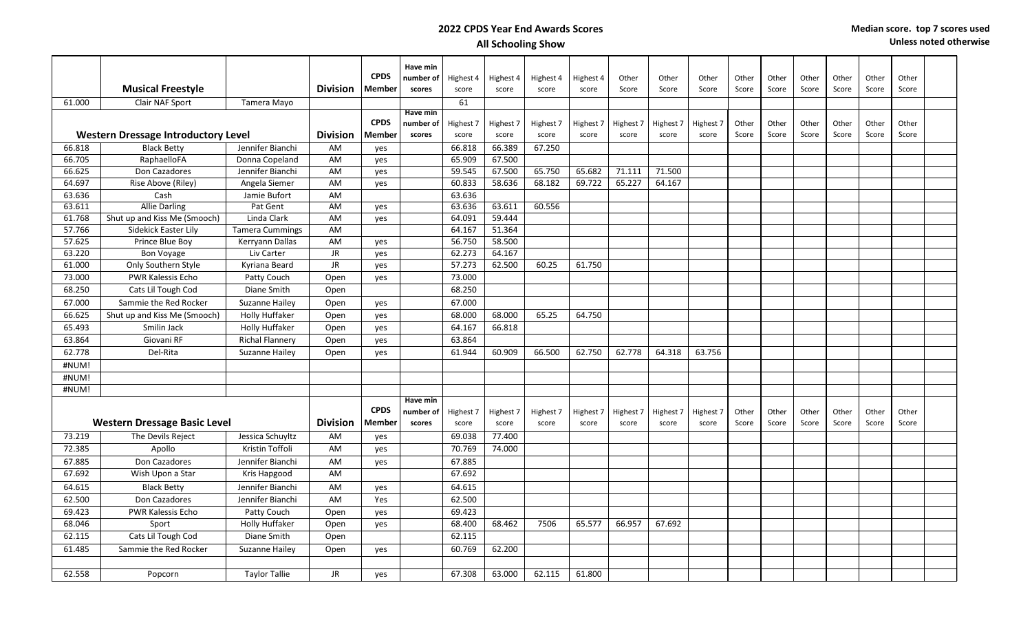# 2022 CPDS Year End Awards Scores

## All Schooling Show

**Median score. top 7 scores used Unless noted otherwise**

| | Musical Freestyle | | Division | CPDS Member | Have min number of scores | Highest 4 score | Highest 4 score | Highest 4 score | Highest 4 score | Other Score | Other Score | Other Score | Other Score | Other Score | Other Score | Other Score | Other Score | Other Score |
|---|---|---|---|---|---|---|---|---|---|---|---|---|---|---|---|---|---|---|
| 61.000 | Clair NAF Sport | Tamera Mayo | | | | 61 | | | | | | | | | | | | |
| | **Western Dressage Introductory Level** | | **Division** | **CPDS Member** | **Have min number of scores** | **Highest 7 score** | **Highest 7 score** | **Highest 7 score** | **Highest 7 score** | **Highest 7 score** | **Highest 7 score** | **Highest 7 score** | **Other Score** | **Other Score** | **Other Score** | **Other Score** | **Other Score** | **Other Score** |
| 66.818 | Black Betty | Jennifer Bianchi | AM | yes | | 66.818 | 66.389 | 67.250 | | | | | | | | | | |
| 66.705 | RaphaelloFA | Donna Copeland | AM | yes | | 65.909 | 67.500 | | | | | | | | | | | |
| 66.625 | Don Cazadores | Jennifer Bianchi | AM | yes | | 59.545 | 67.500 | 65.750 | 65.682 | 71.111 | 71.500 | | | | | | | |
| 64.697 | Rise Above (Riley) | Angela Siemer | AM | yes | | 60.833 | 58.636 | 68.182 | 69.722 | 65.227 | 64.167 | | | | | | | |
| 63.636 | Cash | Jamie Bufort | AM | | | 63.636 | | | | | | | | | | | | |
| 63.611 | Allie Darling | Pat Gent | AM | yes | | 63.636 | 63.611 | 60.556 | | | | | | | | | | |
| 61.768 | Shut up and Kiss Me (Smooch) | Linda Clark | AM | yes | | 64.091 | 59.444 | | | | | | | | | | | |
| 57.766 | Sidekick Easter Lily | Tamera Cummings | AM | | | 64.167 | 51.364 | | | | | | | | | | | |
| 57.625 | Prince Blue Boy | Kerryann Dallas | AM | yes | | 56.750 | 58.500 | | | | | | | | | | | |
| 63.220 | Bon Voyage | Liv Carter | JR | yes | | 62.273 | 64.167 | | | | | | | | | | | |
| 61.000 | Only Southern Style | Kyriana Beard | JR | yes | | 57.273 | 62.500 | 60.25 | 61.750 | | | | | | | | | |
| 73.000 | PWR Kalessis Echo | Patty Couch | Open | yes | | 73.000 | | | | | | | | | | | | |
| 68.250 | Cats Lil Tough Cod | Diane Smith | Open | | | 68.250 | | | | | | | | | | | | |
| 67.000 | Sammie the Red Rocker | Suzanne Hailey | Open | yes | | 67.000 | | | | | | | | | | | | |
| 66.625 | Shut up and Kiss Me (Smooch) | Holly Huffaker | Open | yes | | 68.000 | 68.000 | 65.25 | 64.750 | | | | | | | | | |
| 65.493 | Smilin Jack | Holly Huffaker | Open | yes | | 64.167 | 66.818 | | | | | | | | | | | |
| 63.864 | Giovani RF | Richal Flannery | Open | yes | | 63.864 | | | | | | | | | | | | |
| 62.778 | Del-Rita | Suzanne Hailey | Open | yes | | 61.944 | 60.909 | 66.500 | 62.750 | 62.778 | 64.318 | 63.756 | | | | | | |
| #NUM! | | | | | | | | | | | | | | | | | | |
| #NUM! | | | | | | | | | | | | | | | | | | |
| #NUM! | | | | | | | | | | | | | | | | | | |
| | **Western Dressage Basic Level** | | **Division** | **CPDS Member** | **Have min number of scores** | **Highest 7 score** | **Highest 7 score** | **Highest 7 score** | **Highest 7 score** | **Highest 7 score** | **Highest 7 score** | **Highest 7 score** | **Other Score** | **Other Score** | **Other Score** | **Other Score** | **Other Score** | **Other Score** |
| 73.219 | The Devils Reject | Jessica Schuyltz | AM | yes | | 69.038 | 77.400 | | | | | | | | | | | |
| 72.385 | Apollo | Kristin Toffoli | AM | yes | | 70.769 | 74.000 | | | | | | | | | | | |
| 67.885 | Don Cazadores | Jennifer Bianchi | AM | yes | | 67.885 | | | | | | | | | | | | |
| 67.692 | Wish Upon a Star | Kris Hapgood | AM | | | 67.692 | | | | | | | | | | | | |
| 64.615 | Black Betty | Jennifer Bianchi | AM | yes | | 64.615 | | | | | | | | | | | | |
| 62.500 | Don Cazadores | Jennifer Bianchi | AM | Yes | | 62.500 | | | | | | | | | | | | |
| 69.423 | PWR Kalessis Echo | Patty Couch | Open | yes | | 69.423 | | | | | | | | | | | | |
| 68.046 | Sport | Holly Huffaker | Open | yes | | 68.400 | 68.462 | 7506 | 65.577 | 66.957 | 67.692 | | | | | | | |
| 62.115 | Cats Lil Tough Cod | Diane Smith | Open | | | 62.115 | | | | | | | | | | | | |
| 61.485 | Sammie the Red Rocker | Suzanne Hailey | Open | yes | | 60.769 | 62.200 | | | | | | | | | | | |
| | | | | | | | | | | | | | | | | | | |
| 62.558 | Popcorn | Taylor Tallie | JR | yes | | 67.308 | 63.000 | 62.115 | 61.800 | | | | | | | | | |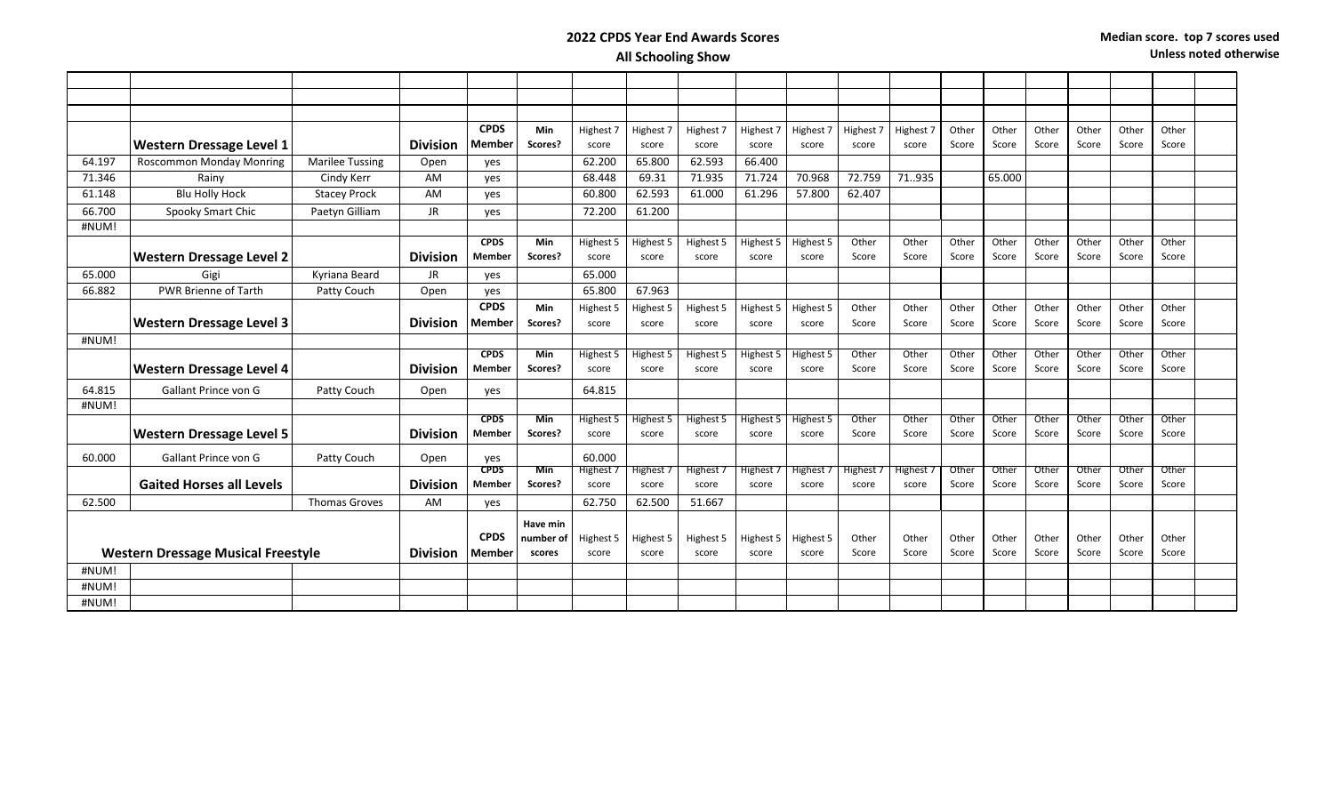# 2022 CPDS Year End Awards Scores

## All Schooling Show

**Median score. top 7 scores used**
**Unless noted otherwise**

| | | | | | | | | | | | | | | | | | | | | |
|---|---|---|---|---|---|---|---|---|---|---|---|---|---|---|---|---|---|---|---|---|
| | **Western Dressage Level 1** | | **Division** | **CPDS Member** | **Min Scores?** | Highest 7 score | Highest 7 score | Highest 7 score | Highest 7 score | Highest 7 score | Highest 7 score | Highest 7 score | Other Score | Other Score | Other Score | Other Score | Other Score | Other Score | Other Score | |
| 64.197 | Roscommon Monday Monring | Marilee Tussing | Open | yes | | 62.200 | 65.800 | 62.593 | 66.400 | | | | | | | | | | | |
| 71.346 | Rainy | Cindy Kerr | AM | yes | | 68.448 | 69.31 | 71.935 | 71.724 | 70.968 | 72.759 | 71..935 | | 65.000 | | | | | | |
| 61.148 | Blu Holly Hock | Stacey Prock | AM | yes | | 60.800 | 62.593 | 61.000 | 61.296 | 57.800 | 62.407 | | | | | | | | | |
| 66.700 | Spooky Smart Chic | Paetyn Gilliam | JR | yes | | 72.200 | 61.200 | | | | | | | | | | | | | |
| #NUM! | | | | | | | | | | | | | | | | | | | | |
| | **Western Dressage Level 2** | | **Division** | **CPDS Member** | **Min Scores?** | Highest 5 score | Highest 5 score | Highest 5 score | Highest 5 score | Highest 5 score | Other Score | Other Score | Other Score | Other Score | Other Score | Other Score | Other Score | Other Score | Other Score | |
| 65.000 | Gigi | Kyriana Beard | JR | yes | | 65.000 | | | | | | | | | | | | | | |
| 66.882 | PWR Brienne of Tarth | Patty Couch | Open | yes | | 65.800 | 67.963 | | | | | | | | | | | | | |
| | **Western Dressage Level 3** | | **Division** | **CPDS Member** | **Min Scores?** | Highest 5 score | Highest 5 score | Highest 5 score | Highest 5 score | Highest 5 score | Other Score | Other Score | Other Score | Other Score | Other Score | Other Score | Other Score | Other Score | Other Score | |
| #NUM! | | | | | | | | | | | | | | | | | | | | |
| | **Western Dressage Level 4** | | **Division** | **CPDS Member** | **Min Scores?** | Highest 5 score | Highest 5 score | Highest 5 score | Highest 5 score | Highest 5 score | Other Score | Other Score | Other Score | Other Score | Other Score | Other Score | Other Score | Other Score | Other Score | |
| 64.815 | Gallant Prince von G | Patty Couch | Open | yes | | 64.815 | | | | | | | | | | | | | | |
| #NUM! | | | | | | | | | | | | | | | | | | | | |
| | **Western Dressage Level 5** | | **Division** | **CPDS Member** | **Min Scores?** | Highest 5 score | Highest 5 score | Highest 5 score | Highest 5 score | Highest 5 score | Other Score | Other Score | Other Score | Other Score | Other Score | Other Score | Other Score | Other Score | Other Score | |
| 60.000 | Gallant Prince von G | Patty Couch | Open | yes | | 60.000 | | | | | | | | | | | | | | |
| | **Gaited Horses all Levels** | | **Division** | **CPDS Member** | **Min Scores?** | Highest 7 score | Highest 7 score | Highest 7 score | Highest 7 score | Highest 7 score | Highest 7 score | Highest 7 score | Other Score | Other Score | Other Score | Other Score | Other Score | Other Score | Other Score | |
| 62.500 | | Thomas Groves | AM | yes | | 62.750 | 62.500 | 51.667 | | | | | | | | | | | | |
| | **Western Dressage Musical Freestyle** | | **Division** | **CPDS Member** | **Have min number of scores** | Highest 5 score | Highest 5 score | Highest 5 score | Highest 5 score | Highest 5 score | Other Score | Other Score | Other Score | Other Score | Other Score | Other Score | Other Score | Other Score | Other Score | |
| #NUM! | | | | | | | | | | | | | | | | | | | | |
| #NUM! | | | | | | | | | | | | | | | | | | | | |
| #NUM! | | | | | | | | | | | | | | | | | | | | |